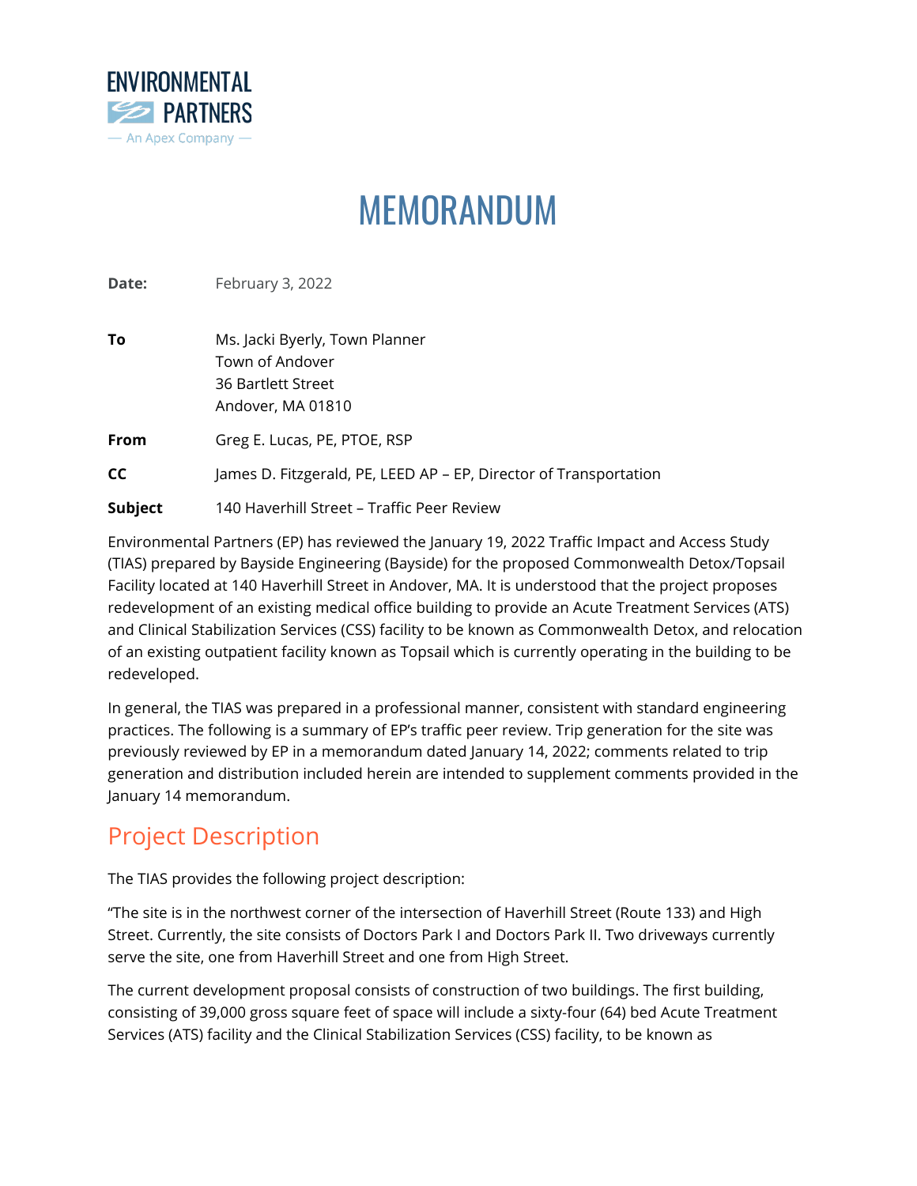ENVIRONMENTAL PARTNERS
— An Apex Company —

# MEMORANDUM

**Date:** February 3, 2022

**To** Ms. Jacki Byerly, Town Planner
Town of Andover
36 Bartlett Street
Andover, MA 01810

**From** Greg E. Lucas, PE, PTOE, RSP

**CC** James D. Fitzgerald, PE, LEED AP – EP, Director of Transportation

**Subject** 140 Haverhill Street – Traffic Peer Review

Environmental Partners (EP) has reviewed the January 19, 2022 Traffic Impact and Access Study (TIAS) prepared by Bayside Engineering (Bayside) for the proposed Commonwealth Detox/Topsail Facility located at 140 Haverhill Street in Andover, MA. It is understood that the project proposes redevelopment of an existing medical office building to provide an Acute Treatment Services (ATS) and Clinical Stabilization Services (CSS) facility to be known as Commonwealth Detox, and relocation of an existing outpatient facility known as Topsail which is currently operating in the building to be redeveloped.

In general, the TIAS was prepared in a professional manner, consistent with standard engineering practices. The following is a summary of EP's traffic peer review. Trip generation for the site was previously reviewed by EP in a memorandum dated January 14, 2022; comments related to trip generation and distribution included herein are intended to supplement comments provided in the January 14 memorandum.

## Project Description

The TIAS provides the following project description:

"The site is in the northwest corner of the intersection of Haverhill Street (Route 133) and High Street. Currently, the site consists of Doctors Park I and Doctors Park II. Two driveways currently serve the site, one from Haverhill Street and one from High Street.

The current development proposal consists of construction of two buildings. The first building, consisting of 39,000 gross square feet of space will include a sixty-four (64) bed Acute Treatment Services (ATS) facility and the Clinical Stabilization Services (CSS) facility, to be known as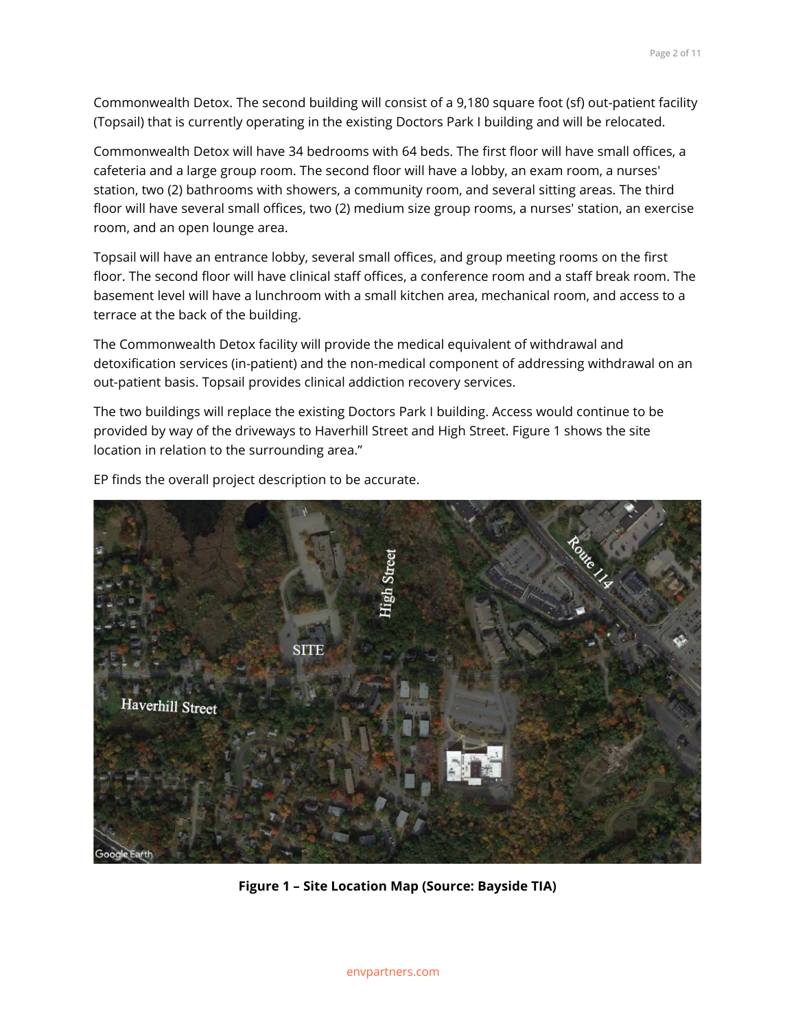Commonwealth Detox. The second building will consist of a 9,180 square foot (sf) out-patient facility (Topsail) that is currently operating in the existing Doctors Park I building and will be relocated.

Commonwealth Detox will have 34 bedrooms with 64 beds. The first floor will have small offices, a cafeteria and a large group room. The second floor will have a lobby, an exam room, a nurses' station, two (2) bathrooms with showers, a community room, and several sitting areas. The third floor will have several small offices, two (2) medium size group rooms, a nurses' station, an exercise room, and an open lounge area.

Topsail will have an entrance lobby, several small offices, and group meeting rooms on the first floor. The second floor will have clinical staff offices, a conference room and a staff break room. The basement level will have a lunchroom with a small kitchen area, mechanical room, and access to a terrace at the back of the building.

The Commonwealth Detox facility will provide the medical equivalent of withdrawal and detoxification services (in-patient) and the non-medical component of addressing withdrawal on an out-patient basis. Topsail provides clinical addiction recovery services.

The two buildings will replace the existing Doctors Park I building. Access would continue to be provided by way of the driveways to Haverhill Street and High Street. Figure 1 shows the site location in relation to the surrounding area."

EP finds the overall project description to be accurate.

**Figure 1 – Site Location Map (Source: Bayside TIA)**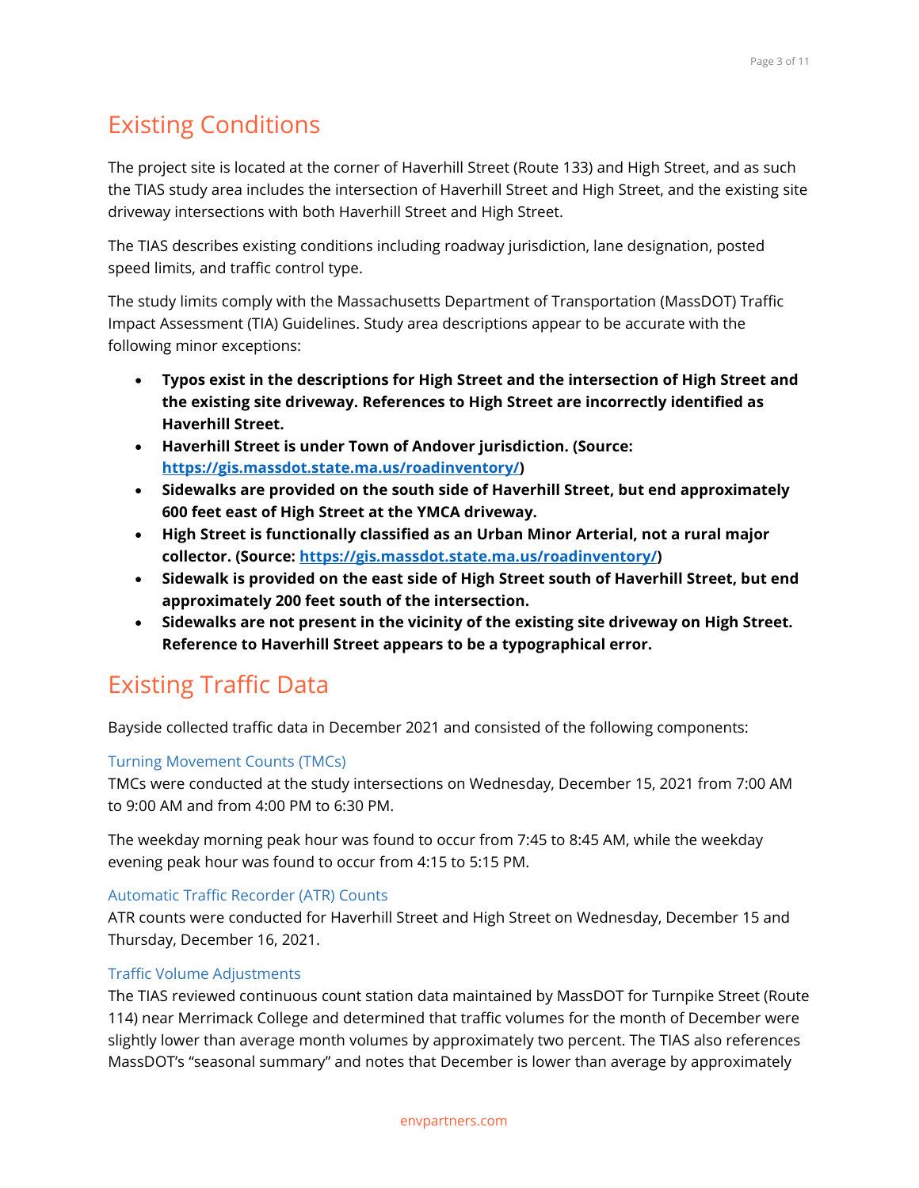# Existing Conditions

The project site is located at the corner of Haverhill Street (Route 133) and High Street, and as such the TIAS study area includes the intersection of Haverhill Street and High Street, and the existing site driveway intersections with both Haverhill Street and High Street.

The TIAS describes existing conditions including roadway jurisdiction, lane designation, posted speed limits, and traffic control type.

The study limits comply with the Massachusetts Department of Transportation (MassDOT) Traffic Impact Assessment (TIA) Guidelines. Study area descriptions appear to be accurate with the following minor exceptions:

- **Typos exist in the descriptions for High Street and the intersection of High Street and the existing site driveway. References to High Street are incorrectly identified as Haverhill Street.**
- **Haverhill Street is under Town of Andover jurisdiction. (Source: [https://gis.massdot.state.ma.us/roadinventory/](https://gis.massdot.state.ma.us/roadinventory/))**
- **Sidewalks are provided on the south side of Haverhill Street, but end approximately 600 feet east of High Street at the YMCA driveway.**
- **High Street is functionally classified as an Urban Minor Arterial, not a rural major collector. (Source: [https://gis.massdot.state.ma.us/roadinventory/](https://gis.massdot.state.ma.us/roadinventory/))**
- **Sidewalk is provided on the east side of High Street south of Haverhill Street, but end approximately 200 feet south of the intersection.**
- **Sidewalks are not present in the vicinity of the existing site driveway on High Street. Reference to Haverhill Street appears to be a typographical error.**

# Existing Traffic Data

Bayside collected traffic data in December 2021 and consisted of the following components:

### Turning Movement Counts (TMCs)

TMCs were conducted at the study intersections on Wednesday, December 15, 2021 from 7:00 AM to 9:00 AM and from 4:00 PM to 6:30 PM.

The weekday morning peak hour was found to occur from 7:45 to 8:45 AM, while the weekday evening peak hour was found to occur from 4:15 to 5:15 PM.

### Automatic Traffic Recorder (ATR) Counts

ATR counts were conducted for Haverhill Street and High Street on Wednesday, December 15 and Thursday, December 16, 2021.

### Traffic Volume Adjustments

The TIAS reviewed continuous count station data maintained by MassDOT for Turnpike Street (Route 114) near Merrimack College and determined that traffic volumes for the month of December were slightly lower than average month volumes by approximately two percent. The TIAS also references MassDOT's "seasonal summary" and notes that December is lower than average by approximately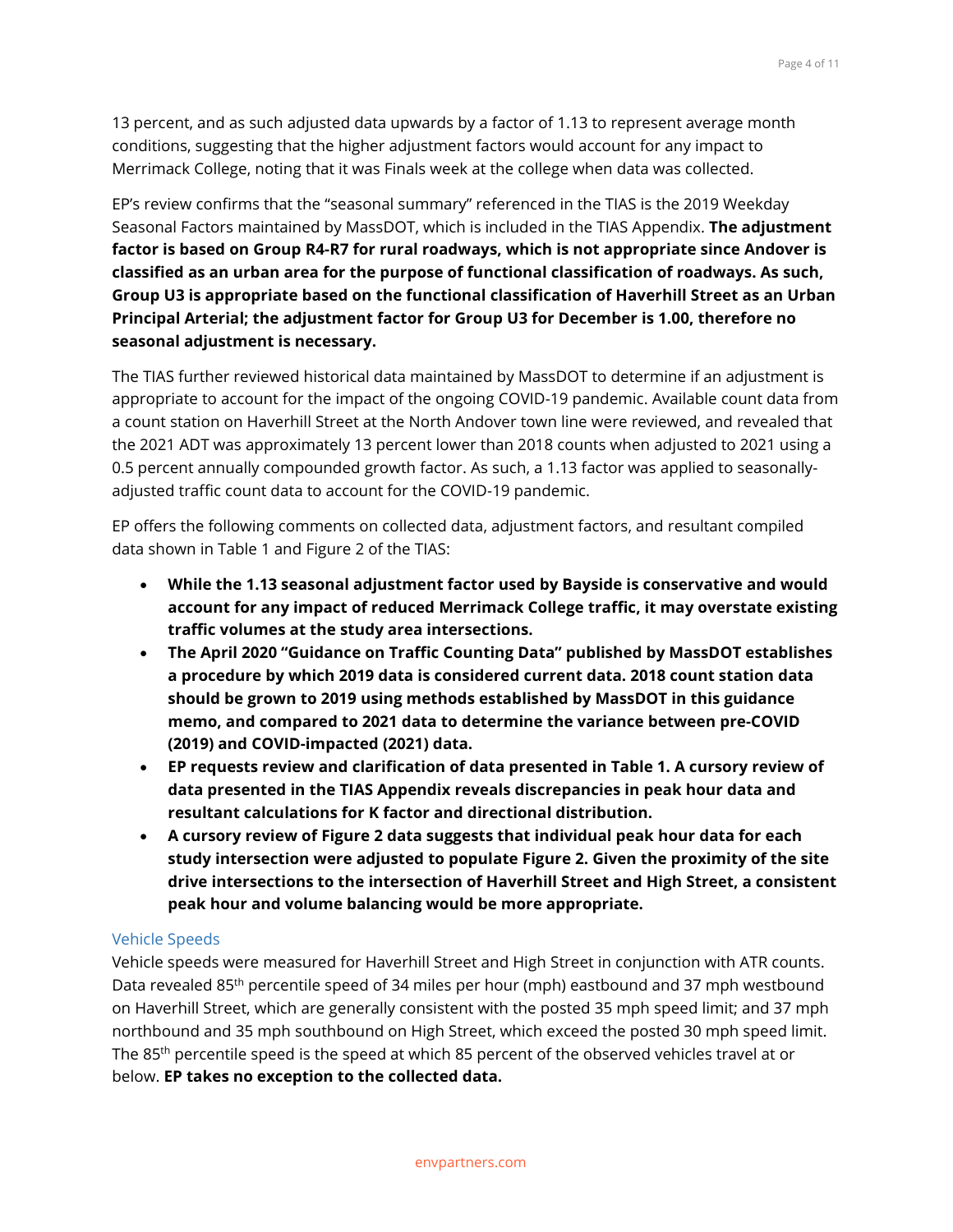13 percent, and as such adjusted data upwards by a factor of 1.13 to represent average month conditions, suggesting that the higher adjustment factors would account for any impact to Merrimack College, noting that it was Finals week at the college when data was collected.

EP's review confirms that the "seasonal summary" referenced in the TIAS is the 2019 Weekday Seasonal Factors maintained by MassDOT, which is included in the TIAS Appendix. **The adjustment factor is based on Group R4-R7 for rural roadways, which is not appropriate since Andover is classified as an urban area for the purpose of functional classification of roadways. As such, Group U3 is appropriate based on the functional classification of Haverhill Street as an Urban Principal Arterial; the adjustment factor for Group U3 for December is 1.00, therefore no seasonal adjustment is necessary.**

The TIAS further reviewed historical data maintained by MassDOT to determine if an adjustment is appropriate to account for the impact of the ongoing COVID-19 pandemic. Available count data from a count station on Haverhill Street at the North Andover town line were reviewed, and revealed that the 2021 ADT was approximately 13 percent lower than 2018 counts when adjusted to 2021 using a 0.5 percent annually compounded growth factor. As such, a 1.13 factor was applied to seasonally-adjusted traffic count data to account for the COVID-19 pandemic.

EP offers the following comments on collected data, adjustment factors, and resultant compiled data shown in Table 1 and Figure 2 of the TIAS:

- **While the 1.13 seasonal adjustment factor used by Bayside is conservative and would account for any impact of reduced Merrimack College traffic, it may overstate existing traffic volumes at the study area intersections.**
- **The April 2020 "Guidance on Traffic Counting Data" published by MassDOT establishes a procedure by which 2019 data is considered current data. 2018 count station data should be grown to 2019 using methods established by MassDOT in this guidance memo, and compared to 2021 data to determine the variance between pre-COVID (2019) and COVID-impacted (2021) data.**
- **EP requests review and clarification of data presented in Table 1. A cursory review of data presented in the TIAS Appendix reveals discrepancies in peak hour data and resultant calculations for K factor and directional distribution.**
- **A cursory review of Figure 2 data suggests that individual peak hour data for each study intersection were adjusted to populate Figure 2. Given the proximity of the site drive intersections to the intersection of Haverhill Street and High Street, a consistent peak hour and volume balancing would be more appropriate.**

### Vehicle Speeds

Vehicle speeds were measured for Haverhill Street and High Street in conjunction with ATR counts. Data revealed 85th percentile speed of 34 miles per hour (mph) eastbound and 37 mph westbound on Haverhill Street, which are generally consistent with the posted 35 mph speed limit; and 37 mph northbound and 35 mph southbound on High Street, which exceed the posted 30 mph speed limit. The 85th percentile speed is the speed at which 85 percent of the observed vehicles travel at or below. **EP takes no exception to the collected data.**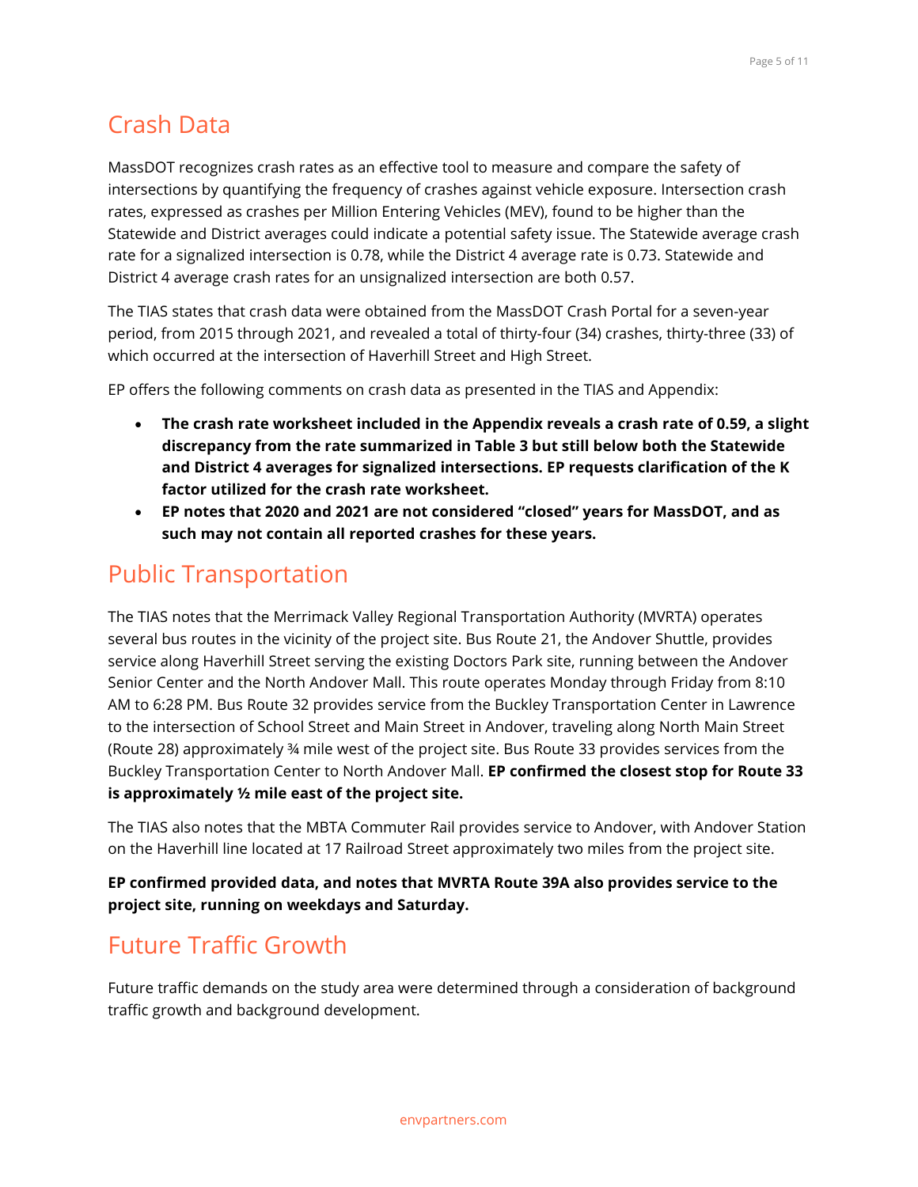## Crash Data

MassDOT recognizes crash rates as an effective tool to measure and compare the safety of intersections by quantifying the frequency of crashes against vehicle exposure. Intersection crash rates, expressed as crashes per Million Entering Vehicles (MEV), found to be higher than the Statewide and District averages could indicate a potential safety issue. The Statewide average crash rate for a signalized intersection is 0.78, while the District 4 average rate is 0.73. Statewide and District 4 average crash rates for an unsignalized intersection are both 0.57.

The TIAS states that crash data were obtained from the MassDOT Crash Portal for a seven-year period, from 2015 through 2021, and revealed a total of thirty-four (34) crashes, thirty-three (33) of which occurred at the intersection of Haverhill Street and High Street.

EP offers the following comments on crash data as presented in the TIAS and Appendix:

- **The crash rate worksheet included in the Appendix reveals a crash rate of 0.59, a slight discrepancy from the rate summarized in Table 3 but still below both the Statewide and District 4 averages for signalized intersections. EP requests clarification of the K factor utilized for the crash rate worksheet.**
- **EP notes that 2020 and 2021 are not considered "closed" years for MassDOT, and as such may not contain all reported crashes for these years.**

## Public Transportation

The TIAS notes that the Merrimack Valley Regional Transportation Authority (MVRTA) operates several bus routes in the vicinity of the project site. Bus Route 21, the Andover Shuttle, provides service along Haverhill Street serving the existing Doctors Park site, running between the Andover Senior Center and the North Andover Mall. This route operates Monday through Friday from 8:10 AM to 6:28 PM. Bus Route 32 provides service from the Buckley Transportation Center in Lawrence to the intersection of School Street and Main Street in Andover, traveling along North Main Street (Route 28) approximately ¾ mile west of the project site. Bus Route 33 provides services from the Buckley Transportation Center to North Andover Mall. **EP confirmed the closest stop for Route 33 is approximately ½ mile east of the project site.**

The TIAS also notes that the MBTA Commuter Rail provides service to Andover, with Andover Station on the Haverhill line located at 17 Railroad Street approximately two miles from the project site.

**EP confirmed provided data, and notes that MVRTA Route 39A also provides service to the project site, running on weekdays and Saturday.**

## Future Traffic Growth

Future traffic demands on the study area were determined through a consideration of background traffic growth and background development.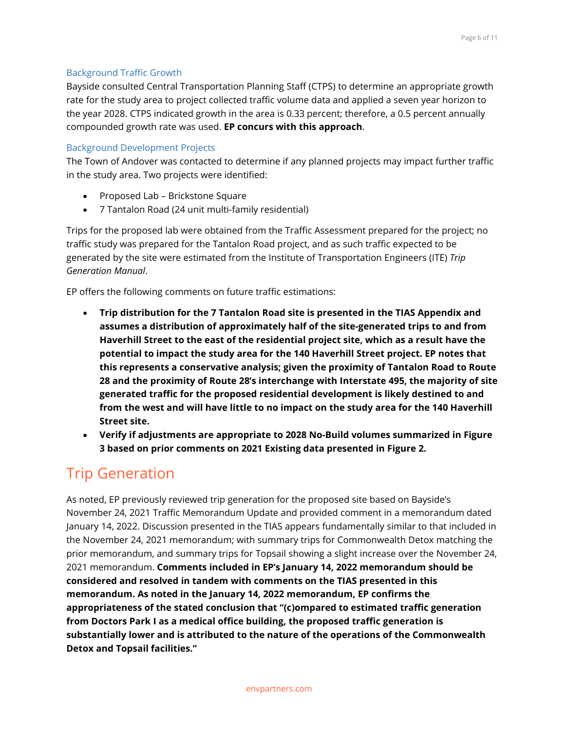### Background Traffic Growth

Bayside consulted Central Transportation Planning Staff (CTPS) to determine an appropriate growth rate for the study area to project collected traffic volume data and applied a seven year horizon to the year 2028. CTPS indicated growth in the area is 0.33 percent; therefore, a 0.5 percent annually compounded growth rate was used. **EP concurs with this approach**.

### Background Development Projects

The Town of Andover was contacted to determine if any planned projects may impact further traffic in the study area. Two projects were identified:

- Proposed Lab – Brickstone Square
- 7 Tantalon Road (24 unit multi-family residential)

Trips for the proposed lab were obtained from the Traffic Assessment prepared for the project; no traffic study was prepared for the Tantalon Road project, and as such traffic expected to be generated by the site were estimated from the Institute of Transportation Engineers (ITE) *Trip Generation Manual*.

EP offers the following comments on future traffic estimations:

- **Trip distribution for the 7 Tantalon Road site is presented in the TIAS Appendix and assumes a distribution of approximately half of the site-generated trips to and from Haverhill Street to the east of the residential project site, which as a result have the potential to impact the study area for the 140 Haverhill Street project. EP notes that this represents a conservative analysis; given the proximity of Tantalon Road to Route 28 and the proximity of Route 28's interchange with Interstate 495, the majority of site generated traffic for the proposed residential development is likely destined to and from the west and will have little to no impact on the study area for the 140 Haverhill Street site.**
- **Verify if adjustments are appropriate to 2028 No-Build volumes summarized in Figure 3 based on prior comments on 2021 Existing data presented in Figure 2.**

## Trip Generation

As noted, EP previously reviewed trip generation for the proposed site based on Bayside's November 24, 2021 Traffic Memorandum Update and provided comment in a memorandum dated January 14, 2022. Discussion presented in the TIAS appears fundamentally similar to that included in the November 24, 2021 memorandum; with summary trips for Commonwealth Detox matching the prior memorandum, and summary trips for Topsail showing a slight increase over the November 24, 2021 memorandum. **Comments included in EP's January 14, 2022 memorandum should be considered and resolved in tandem with comments on the TIAS presented in this memorandum. As noted in the January 14, 2022 memorandum, EP confirms the appropriateness of the stated conclusion that "(c)ompared to estimated traffic generation from Doctors Park I as a medical office building, the proposed traffic generation is substantially lower and is attributed to the nature of the operations of the Commonwealth Detox and Topsail facilities."**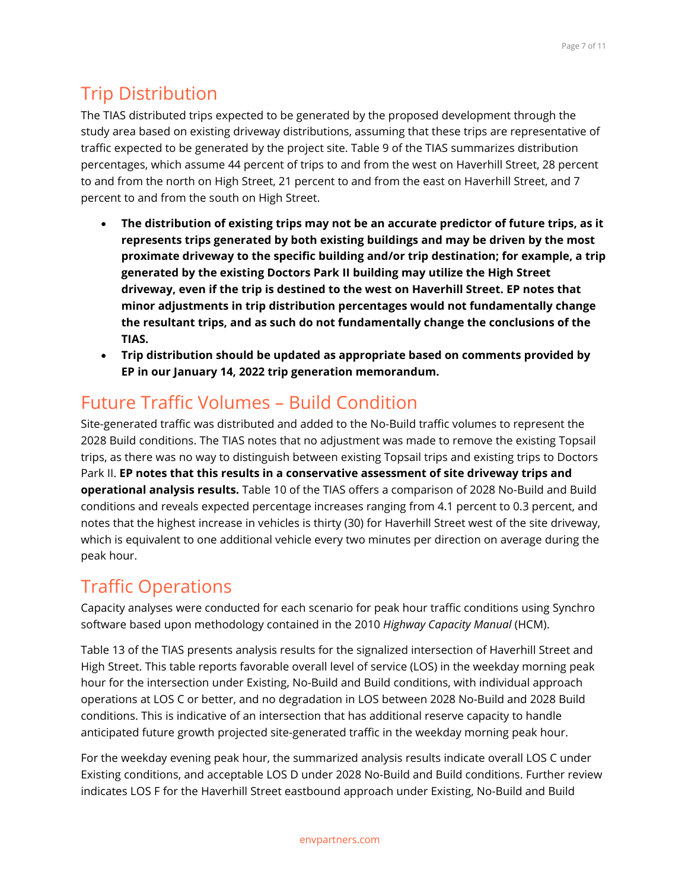## Trip Distribution

The TIAS distributed trips expected to be generated by the proposed development through the study area based on existing driveway distributions, assuming that these trips are representative of traffic expected to be generated by the project site. Table 9 of the TIAS summarizes distribution percentages, which assume 44 percent of trips to and from the west on Haverhill Street, 28 percent to and from the north on High Street, 21 percent to and from the east on Haverhill Street, and 7 percent to and from the south on High Street.

- **The distribution of existing trips may not be an accurate predictor of future trips, as it represents trips generated by both existing buildings and may be driven by the most proximate driveway to the specific building and/or trip destination; for example, a trip generated by the existing Doctors Park II building may utilize the High Street driveway, even if the trip is destined to the west on Haverhill Street. EP notes that minor adjustments in trip distribution percentages would not fundamentally change the resultant trips, and as such do not fundamentally change the conclusions of the TIAS.**
- **Trip distribution should be updated as appropriate based on comments provided by EP in our January 14, 2022 trip generation memorandum.**

## Future Traffic Volumes – Build Condition

Site-generated traffic was distributed and added to the No-Build traffic volumes to represent the 2028 Build conditions. The TIAS notes that no adjustment was made to remove the existing Topsail trips, as there was no way to distinguish between existing Topsail trips and existing trips to Doctors Park II. **EP notes that this results in a conservative assessment of site driveway trips and operational analysis results.** Table 10 of the TIAS offers a comparison of 2028 No-Build and Build conditions and reveals expected percentage increases ranging from 4.1 percent to 0.3 percent, and notes that the highest increase in vehicles is thirty (30) for Haverhill Street west of the site driveway, which is equivalent to one additional vehicle every two minutes per direction on average during the peak hour.

## Traffic Operations

Capacity analyses were conducted for each scenario for peak hour traffic conditions using Synchro software based upon methodology contained in the 2010 *Highway Capacity Manual* (HCM).

Table 13 of the TIAS presents analysis results for the signalized intersection of Haverhill Street and High Street. This table reports favorable overall level of service (LOS) in the weekday morning peak hour for the intersection under Existing, No-Build and Build conditions, with individual approach operations at LOS C or better, and no degradation in LOS between 2028 No-Build and 2028 Build conditions. This is indicative of an intersection that has additional reserve capacity to handle anticipated future growth projected site-generated traffic in the weekday morning peak hour.

For the weekday evening peak hour, the summarized analysis results indicate overall LOS C under Existing conditions, and acceptable LOS D under 2028 No-Build and Build conditions. Further review indicates LOS F for the Haverhill Street eastbound approach under Existing, No-Build and Build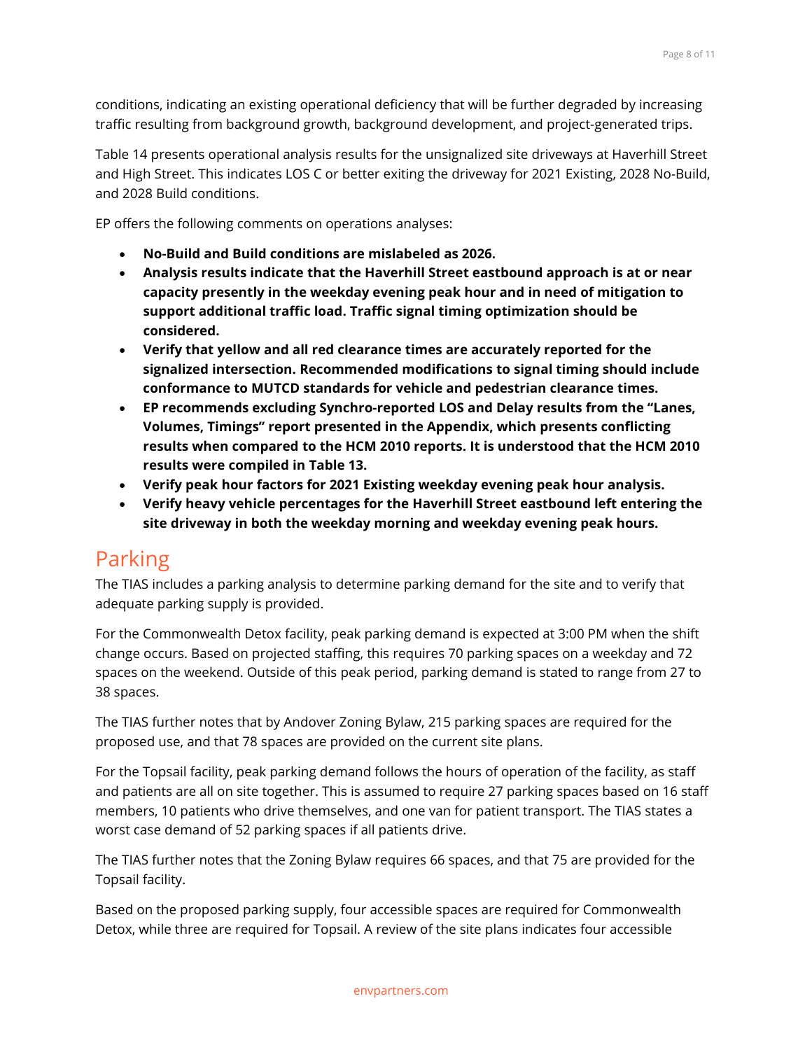conditions, indicating an existing operational deficiency that will be further degraded by increasing traffic resulting from background growth, background development, and project-generated trips.

Table 14 presents operational analysis results for the unsignalized site driveways at Haverhill Street and High Street. This indicates LOS C or better exiting the driveway for 2021 Existing, 2028 No-Build, and 2028 Build conditions.

EP offers the following comments on operations analyses:

- **No-Build and Build conditions are mislabeled as 2026.**
- **Analysis results indicate that the Haverhill Street eastbound approach is at or near capacity presently in the weekday evening peak hour and in need of mitigation to support additional traffic load. Traffic signal timing optimization should be considered.**
- **Verify that yellow and all red clearance times are accurately reported for the signalized intersection. Recommended modifications to signal timing should include conformance to MUTCD standards for vehicle and pedestrian clearance times.**
- **EP recommends excluding Synchro-reported LOS and Delay results from the "Lanes, Volumes, Timings" report presented in the Appendix, which presents conflicting results when compared to the HCM 2010 reports. It is understood that the HCM 2010 results were compiled in Table 13.**
- **Verify peak hour factors for 2021 Existing weekday evening peak hour analysis.**
- **Verify heavy vehicle percentages for the Haverhill Street eastbound left entering the site driveway in both the weekday morning and weekday evening peak hours.**

## Parking

The TIAS includes a parking analysis to determine parking demand for the site and to verify that adequate parking supply is provided.

For the Commonwealth Detox facility, peak parking demand is expected at 3:00 PM when the shift change occurs. Based on projected staffing, this requires 70 parking spaces on a weekday and 72 spaces on the weekend. Outside of this peak period, parking demand is stated to range from 27 to 38 spaces.

The TIAS further notes that by Andover Zoning Bylaw, 215 parking spaces are required for the proposed use, and that 78 spaces are provided on the current site plans.

For the Topsail facility, peak parking demand follows the hours of operation of the facility, as staff and patients are all on site together. This is assumed to require 27 parking spaces based on 16 staff members, 10 patients who drive themselves, and one van for patient transport. The TIAS states a worst case demand of 52 parking spaces if all patients drive.

The TIAS further notes that the Zoning Bylaw requires 66 spaces, and that 75 are provided for the Topsail facility.

Based on the proposed parking supply, four accessible spaces are required for Commonwealth Detox, while three are required for Topsail. A review of the site plans indicates four accessible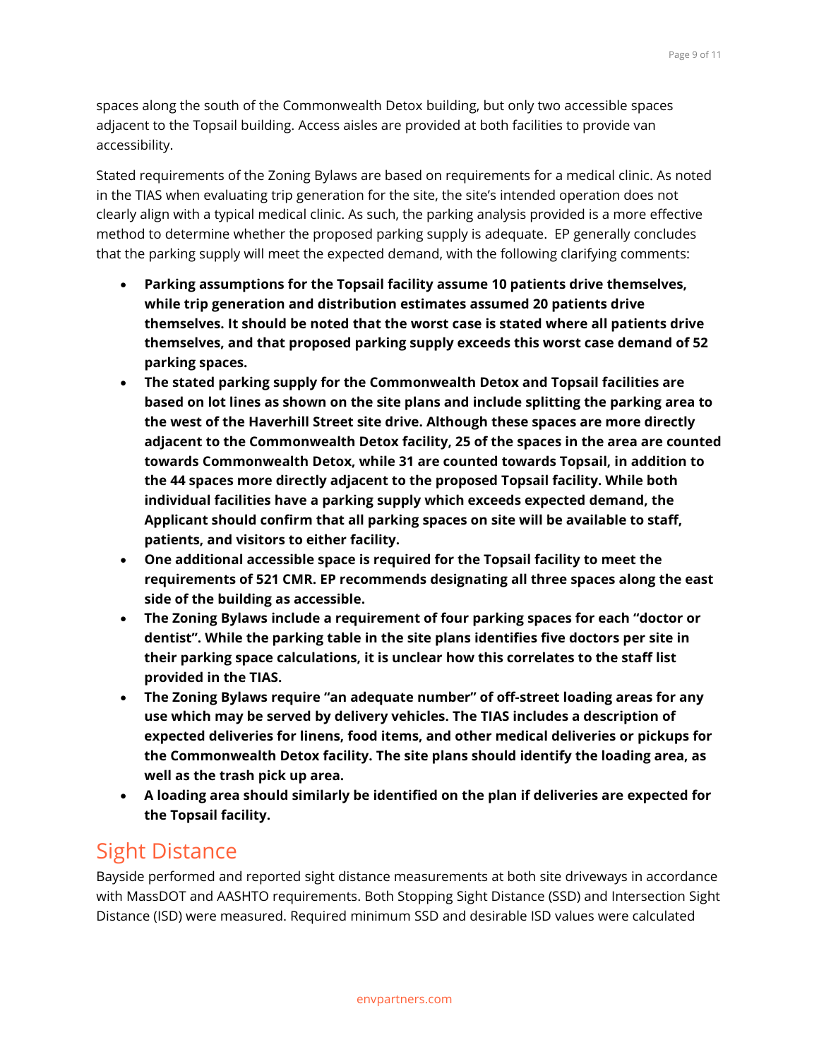spaces along the south of the Commonwealth Detox building, but only two accessible spaces adjacent to the Topsail building. Access aisles are provided at both facilities to provide van accessibility.

Stated requirements of the Zoning Bylaws are based on requirements for a medical clinic. As noted in the TIAS when evaluating trip generation for the site, the site's intended operation does not clearly align with a typical medical clinic. As such, the parking analysis provided is a more effective method to determine whether the proposed parking supply is adequate. EP generally concludes that the parking supply will meet the expected demand, with the following clarifying comments:

- **Parking assumptions for the Topsail facility assume 10 patients drive themselves, while trip generation and distribution estimates assumed 20 patients drive themselves. It should be noted that the worst case is stated where all patients drive themselves, and that proposed parking supply exceeds this worst case demand of 52 parking spaces.**
- **The stated parking supply for the Commonwealth Detox and Topsail facilities are based on lot lines as shown on the site plans and include splitting the parking area to the west of the Haverhill Street site drive. Although these spaces are more directly adjacent to the Commonwealth Detox facility, 25 of the spaces in the area are counted towards Commonwealth Detox, while 31 are counted towards Topsail, in addition to the 44 spaces more directly adjacent to the proposed Topsail facility. While both individual facilities have a parking supply which exceeds expected demand, the Applicant should confirm that all parking spaces on site will be available to staff, patients, and visitors to either facility.**
- **One additional accessible space is required for the Topsail facility to meet the requirements of 521 CMR. EP recommends designating all three spaces along the east side of the building as accessible.**
- **The Zoning Bylaws include a requirement of four parking spaces for each "doctor or dentist". While the parking table in the site plans identifies five doctors per site in their parking space calculations, it is unclear how this correlates to the staff list provided in the TIAS.**
- **The Zoning Bylaws require "an adequate number" of off-street loading areas for any use which may be served by delivery vehicles. The TIAS includes a description of expected deliveries for linens, food items, and other medical deliveries or pickups for the Commonwealth Detox facility. The site plans should identify the loading area, as well as the trash pick up area.**
- **A loading area should similarly be identified on the plan if deliveries are expected for the Topsail facility.**

## Sight Distance

Bayside performed and reported sight distance measurements at both site driveways in accordance with MassDOT and AASHTO requirements. Both Stopping Sight Distance (SSD) and Intersection Sight Distance (ISD) were measured. Required minimum SSD and desirable ISD values were calculated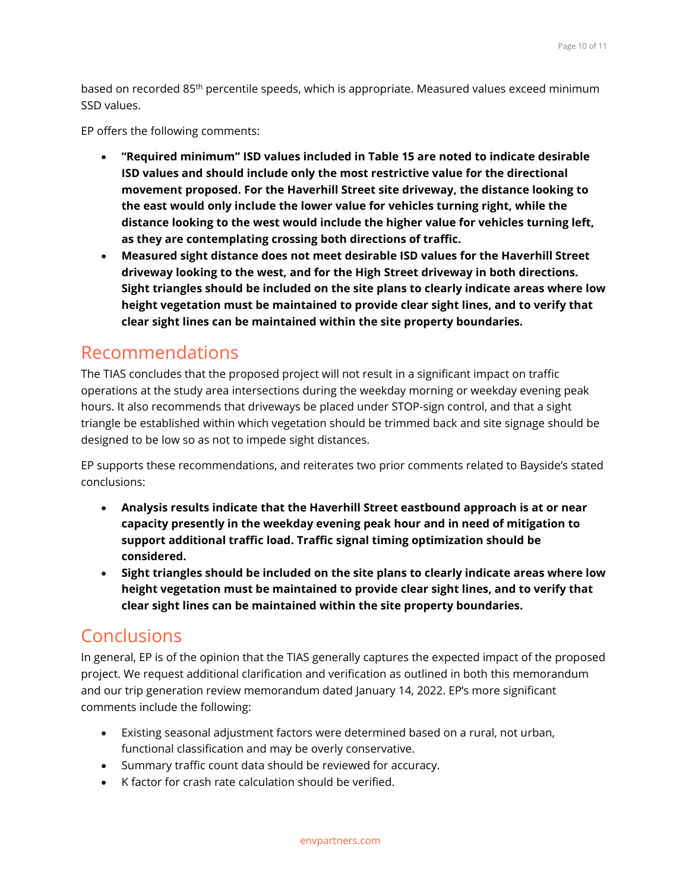based on recorded 85th percentile speeds, which is appropriate. Measured values exceed minimum SSD values.

EP offers the following comments:

- **"Required minimum" ISD values included in Table 15 are noted to indicate desirable ISD values and should include only the most restrictive value for the directional movement proposed. For the Haverhill Street site driveway, the distance looking to the east would only include the lower value for vehicles turning right, while the distance looking to the west would include the higher value for vehicles turning left, as they are contemplating crossing both directions of traffic.**
- **Measured sight distance does not meet desirable ISD values for the Haverhill Street driveway looking to the west, and for the High Street driveway in both directions. Sight triangles should be included on the site plans to clearly indicate areas where low height vegetation must be maintained to provide clear sight lines, and to verify that clear sight lines can be maintained within the site property boundaries.**

## Recommendations

The TIAS concludes that the proposed project will not result in a significant impact on traffic operations at the study area intersections during the weekday morning or weekday evening peak hours. It also recommends that driveways be placed under STOP-sign control, and that a sight triangle be established within which vegetation should be trimmed back and site signage should be designed to be low so as not to impede sight distances.

EP supports these recommendations, and reiterates two prior comments related to Bayside's stated conclusions:

- **Analysis results indicate that the Haverhill Street eastbound approach is at or near capacity presently in the weekday evening peak hour and in need of mitigation to support additional traffic load. Traffic signal timing optimization should be considered.**
- **Sight triangles should be included on the site plans to clearly indicate areas where low height vegetation must be maintained to provide clear sight lines, and to verify that clear sight lines can be maintained within the site property boundaries.**

## Conclusions

In general, EP is of the opinion that the TIAS generally captures the expected impact of the proposed project. We request additional clarification and verification as outlined in both this memorandum and our trip generation review memorandum dated January 14, 2022. EP's more significant comments include the following:

- Existing seasonal adjustment factors were determined based on a rural, not urban, functional classification and may be overly conservative.
- Summary traffic count data should be reviewed for accuracy.
- K factor for crash rate calculation should be verified.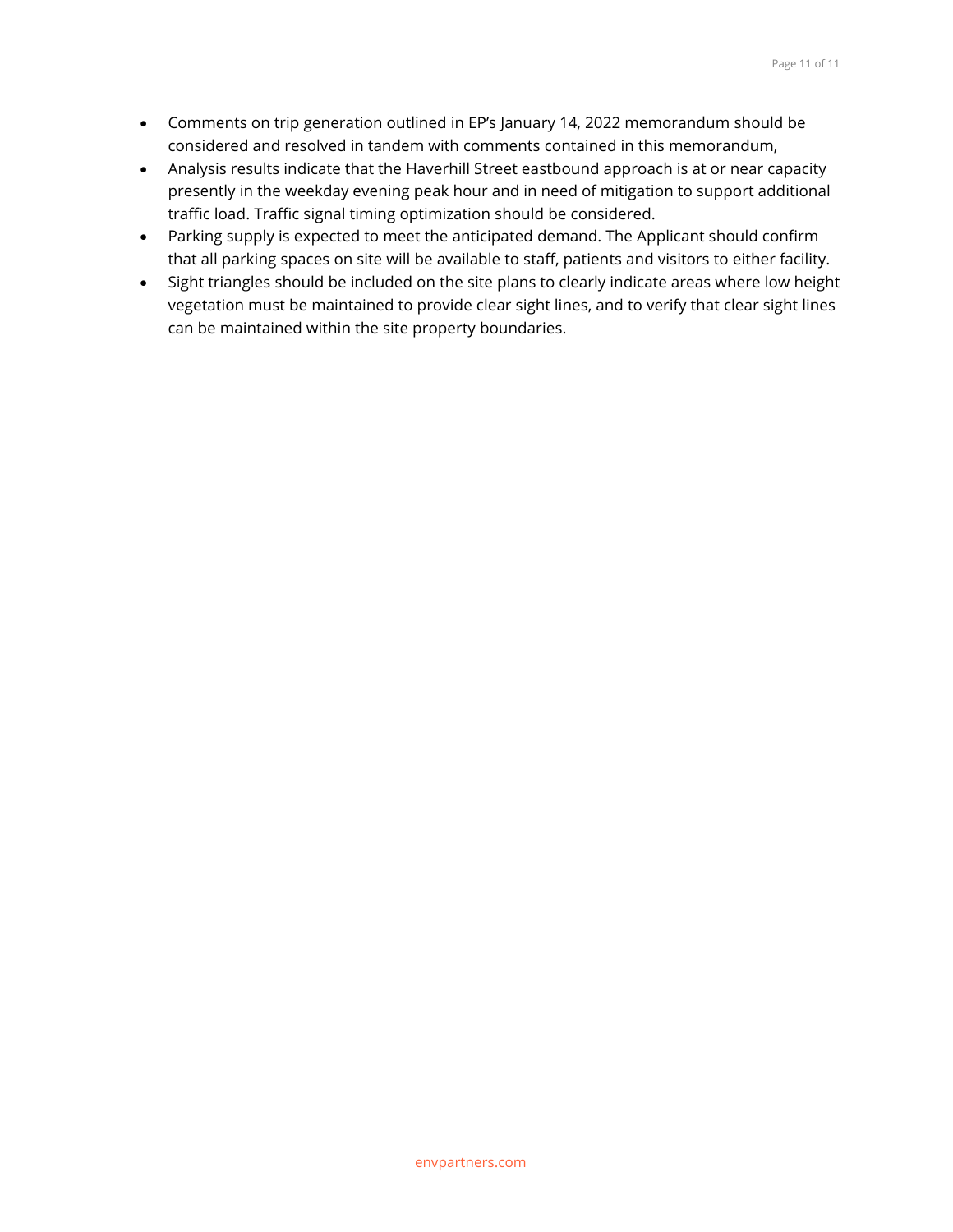- Comments on trip generation outlined in EP's January 14, 2022 memorandum should be considered and resolved in tandem with comments contained in this memorandum,
- Analysis results indicate that the Haverhill Street eastbound approach is at or near capacity presently in the weekday evening peak hour and in need of mitigation to support additional traffic load. Traffic signal timing optimization should be considered.
- Parking supply is expected to meet the anticipated demand. The Applicant should confirm that all parking spaces on site will be available to staff, patients and visitors to either facility.
- Sight triangles should be included on the site plans to clearly indicate areas where low height vegetation must be maintained to provide clear sight lines, and to verify that clear sight lines can be maintained within the site property boundaries.